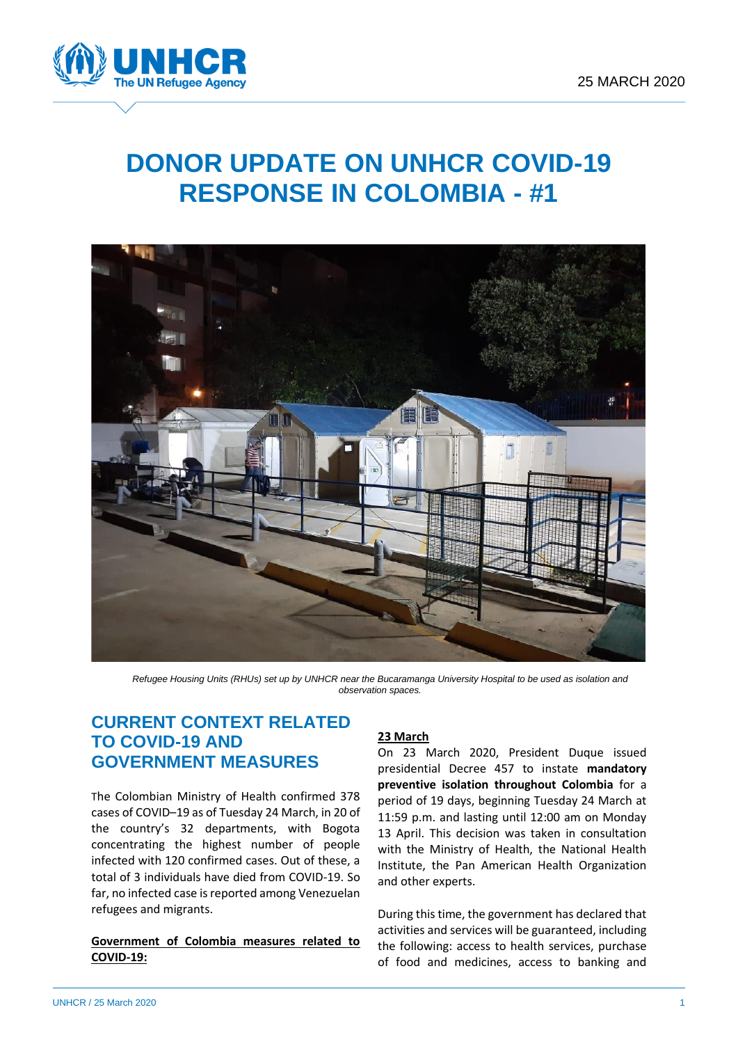25 MARCH 2020

# DONOR UPDATE ON UNHCR COVID-19 RESPONSE IN COLOMBIA - #1

*Refugee Housing Units (RHUs) set up by UNHCR near the Bucaramanga University Hospital to be used as isolation and observation spaces.*

## CURRENT CONTEXT RELATED TO COVID-19 AND GOVERNMENT MEASURES

The Colombian Ministry of Health confirmed 378 cases of COVID–19 as of Tuesday 24 March, in 20 of the country's 32 departments, with Bogota concentrating the highest number of people infected with 120 confirmed cases. Out of these, a total of 3 individuals have died from COVID-19. So far, no infected case is reported among Venezuelan refugees and migrants.

**Government of Colombia measures related to COVID-19:**

**23 March**

On 23 March 2020, President Duque issued presidential Decree 457 to instate **mandatory preventive isolation throughout Colombia** for a period of 19 days, beginning Tuesday 24 March at 11:59 p.m. and lasting until 12:00 am on Monday 13 April. This decision was taken in consultation with the Ministry of Health, the National Health Institute, the Pan American Health Organization and other experts.

During this time, the government has declared that activities and services will be guaranteed, including the following: access to health services, purchase of food and medicines, access to banking and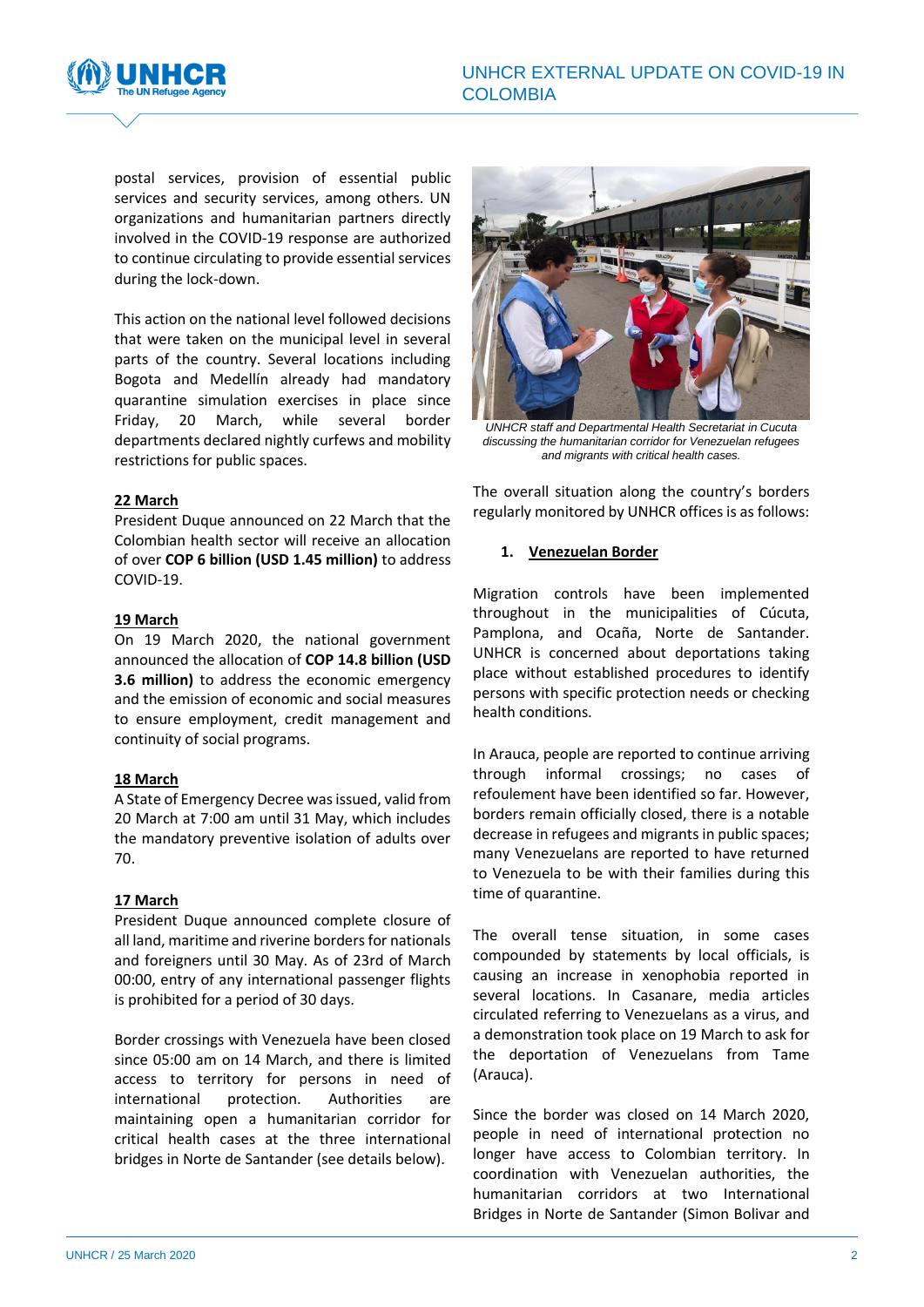postal services, provision of essential public services and security services, among others. UN organizations and humanitarian partners directly involved in the COVID-19 response are authorized to continue circulating to provide essential services during the lock-down.

This action on the national level followed decisions that were taken on the municipal level in several parts of the country. Several locations including Bogota and Medellín already had mandatory quarantine simulation exercises in place since Friday, 20 March, while several border departments declared nightly curfews and mobility restrictions for public spaces.

**22 March**

President Duque announced on 22 March that the Colombian health sector will receive an allocation of over **COP 6 billion (USD 1.45 million)** to address COVID-19.

**19 March**

On 19 March 2020, the national government announced the allocation of **COP 14.8 billion (USD 3.6 million)** to address the economic emergency and the emission of economic and social measures to ensure employment, credit management and continuity of social programs.

**18 March**

A State of Emergency Decree was issued, valid from 20 March at 7:00 am until 31 May, which includes the mandatory preventive isolation of adults over 70.

**17 March**

President Duque announced complete closure of all land, maritime and riverine borders for nationals and foreigners until 30 May. As of 23rd of March 00:00, entry of any international passenger flights is prohibited for a period of 30 days.

Border crossings with Venezuela have been closed since 05:00 am on 14 March, and there is limited access to territory for persons in need of international protection. Authorities are maintaining open a humanitarian corridor for critical health cases at the three international bridges in Norte de Santander (see details below).

*UNHCR staff and Departmental Health Secretariat in Cucuta discussing the humanitarian corridor for Venezuelan refugees and migrants with critical health cases.*

The overall situation along the country's borders regularly monitored by UNHCR offices is as follows:

1. **Venezuelan Border**

Migration controls have been implemented throughout in the municipalities of Cúcuta, Pamplona, and Ocaña, Norte de Santander. UNHCR is concerned about deportations taking place without established procedures to identify persons with specific protection needs or checking health conditions.

In Arauca, people are reported to continue arriving through informal crossings; no cases of refoulement have been identified so far. However, borders remain officially closed, there is a notable decrease in refugees and migrants in public spaces; many Venezuelans are reported to have returned to Venezuela to be with their families during this time of quarantine.

The overall tense situation, in some cases compounded by statements by local officials, is causing an increase in xenophobia reported in several locations. In Casanare, media articles circulated referring to Venezuelans as a virus, and a demonstration took place on 19 March to ask for the deportation of Venezuelans from Tame (Arauca).

Since the border was closed on 14 March 2020, people in need of international protection no longer have access to Colombian territory. In coordination with Venezuelan authorities, the humanitarian corridors at two International Bridges in Norte de Santander (Simon Bolivar and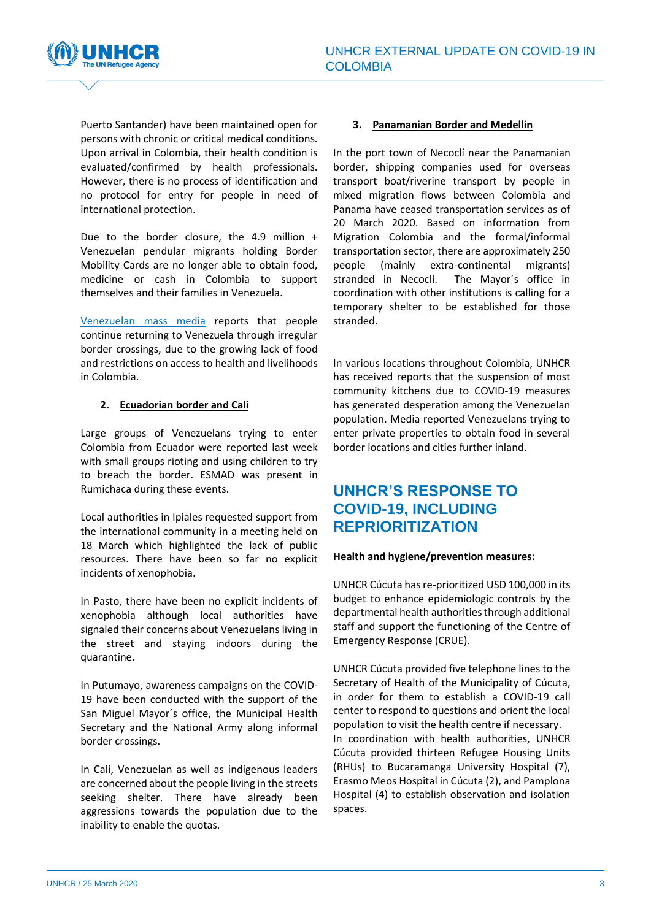Puerto Santander) have been maintained open for persons with chronic or critical medical conditions. Upon arrival in Colombia, their health condition is evaluated/confirmed by health professionals. However, there is no process of identification and no protocol for entry for people in need of international protection.

Due to the border closure, the 4.9 million + Venezuelan pendular migrants holding Border Mobility Cards are no longer able to obtain food, medicine or cash in Colombia to support themselves and their families in Venezuela.

Venezuelan mass media reports that people continue returning to Venezuela through irregular border crossings, due to the growing lack of food and restrictions on access to health and livelihoods in Colombia.

**2. Ecuadorian border and Cali**

Large groups of Venezuelans trying to enter Colombia from Ecuador were reported last week with small groups rioting and using children to try to breach the border. ESMAD was present in Rumichaca during these events.

Local authorities in Ipiales requested support from the international community in a meeting held on 18 March which highlighted the lack of public resources. There have been so far no explicit incidents of xenophobia.

In Pasto, there have been no explicit incidents of xenophobia although local authorities have signaled their concerns about Venezuelans living in the street and staying indoors during the quarantine.

In Putumayo, awareness campaigns on the COVID-19 have been conducted with the support of the San Miguel Mayor´s office, the Municipal Health Secretary and the National Army along informal border crossings.

In Cali, Venezuelan as well as indigenous leaders are concerned about the people living in the streets seeking shelter. There have already been aggressions towards the population due to the inability to enable the quotas.

**3. Panamanian Border and Medellin**

In the port town of Necoclí near the Panamanian border, shipping companies used for overseas transport boat/riverine transport by people in mixed migration flows between Colombia and Panama have ceased transportation services as of 20 March 2020. Based on information from Migration Colombia and the formal/informal transportation sector, there are approximately 250 people (mainly extra-continental migrants) stranded in Necoclí. The Mayor´s office in coordination with other institutions is calling for a temporary shelter to be established for those stranded.

In various locations throughout Colombia, UNHCR has received reports that the suspension of most community kitchens due to COVID-19 measures has generated desperation among the Venezuelan population. Media reported Venezuelans trying to enter private properties to obtain food in several border locations and cities further inland.

## UNHCR'S RESPONSE TO COVID-19, INCLUDING REPRIORITIZATION

**Health and hygiene/prevention measures:**

UNHCR Cúcuta has re-prioritized USD 100,000 in its budget to enhance epidemiologic controls by the departmental health authorities through additional staff and support the functioning of the Centre of Emergency Response (CRUE).

UNHCR Cúcuta provided five telephone lines to the Secretary of Health of the Municipality of Cúcuta, in order for them to establish a COVID-19 call center to respond to questions and orient the local population to visit the health centre if necessary.
In coordination with health authorities, UNHCR Cúcuta provided thirteen Refugee Housing Units (RHUs) to Bucaramanga University Hospital (7), Erasmo Meos Hospital in Cúcuta (2), and Pamplona Hospital (4) to establish observation and isolation spaces.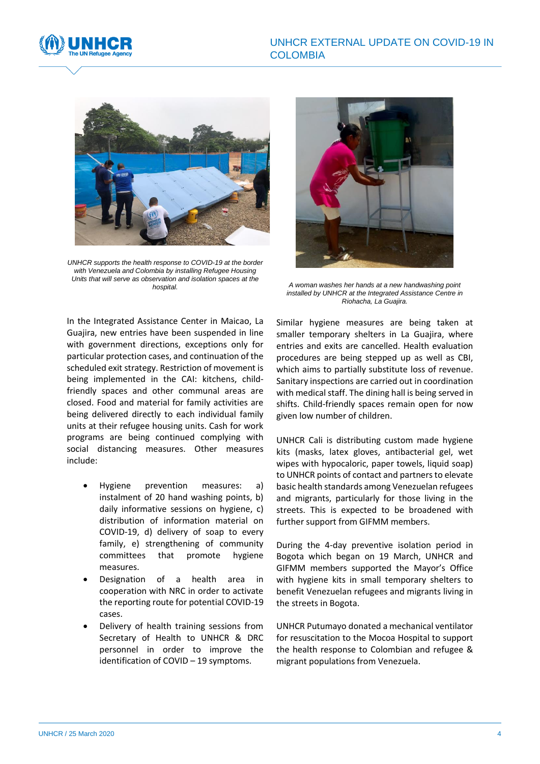UNHCR supports the health response to COVID-19 at the border with Venezuela and Colombia by installing Refugee Housing Units that will serve as observation and isolation spaces at the hospital.

A woman washes her hands at a new handwashing point installed by UNHCR at the Integrated Assistance Centre in Riohacha, La Guajira.

In the Integrated Assistance Center in Maicao, La Guajira, new entries have been suspended in line with government directions, exceptions only for particular protection cases, and continuation of the scheduled exit strategy. Restriction of movement is being implemented in the CAI: kitchens, child-friendly spaces and other communal areas are closed. Food and material for family activities are being delivered directly to each individual family units at their refugee housing units. Cash for work programs are being continued complying with social distancing measures. Other measures include:

- Hygiene prevention measures: a) instalment of 20 hand washing points, b) daily informative sessions on hygiene, c) distribution of information material on COVID-19, d) delivery of soap to every family, e) strengthening of community committees that promote hygiene measures.
- Designation of a health area in cooperation with NRC in order to activate the reporting route for potential COVID-19 cases.
- Delivery of health training sessions from Secretary of Health to UNHCR & DRC personnel in order to improve the identification of COVID – 19 symptoms.

Similar hygiene measures are being taken at smaller temporary shelters in La Guajira, where entries and exits are cancelled. Health evaluation procedures are being stepped up as well as CBI, which aims to partially substitute loss of revenue. Sanitary inspections are carried out in coordination with medical staff. The dining hall is being served in shifts. Child-friendly spaces remain open for now given low number of children.

UNHCR Cali is distributing custom made hygiene kits (masks, latex gloves, antibacterial gel, wet wipes with hypocaloric, paper towels, liquid soap) to UNHCR points of contact and partners to elevate basic health standards among Venezuelan refugees and migrants, particularly for those living in the streets. This is expected to be broadened with further support from GIFMM members.

During the 4-day preventive isolation period in Bogota which began on 19 March, UNHCR and GIFMM members supported the Mayor's Office with hygiene kits in small temporary shelters to benefit Venezuelan refugees and migrants living in the streets in Bogota.

UNHCR Putumayo donated a mechanical ventilator for resuscitation to the Mocoa Hospital to support the health response to Colombian and refugee & migrant populations from Venezuela.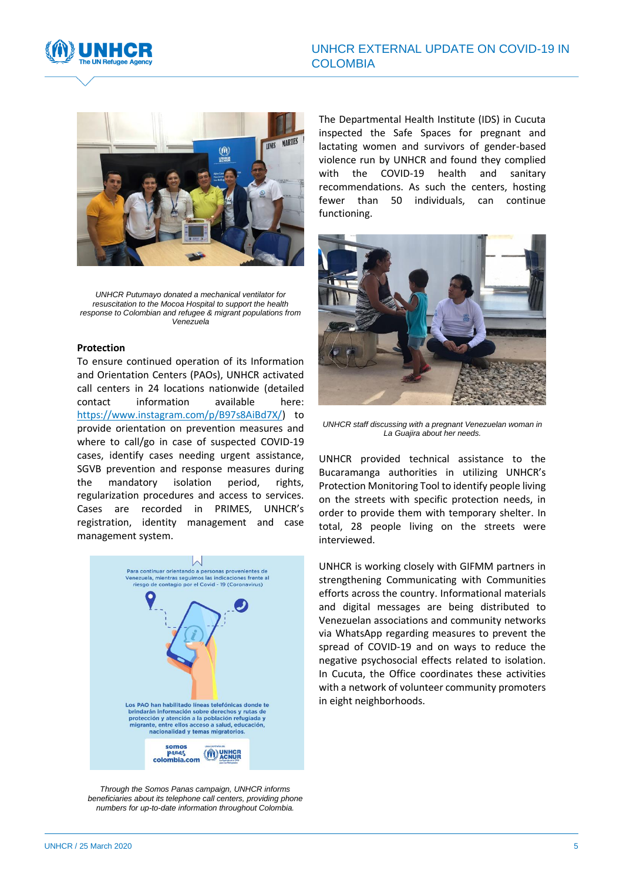*UNHCR Putumayo donated a mechanical ventilator for resuscitation to the Mocoa Hospital to support the health response to Colombian and refugee & migrant populations from Venezuela*

**Protection**

To ensure continued operation of its Information and Orientation Centers (PAOs), UNHCR activated call centers in 24 locations nationwide (detailed contact information available here: https://www.instagram.com/p/B97s8AiBd7X/) to provide orientation on prevention measures and where to call/go in case of suspected COVID-19 cases, identify cases needing urgent assistance, SGVB prevention and response measures during the mandatory isolation period, rights, regularization procedures and access to services. Cases are recorded in PRIMES, UNHCR's registration, identity management and case management system.

*Through the Somos Panas campaign, UNHCR informs beneficiaries about its telephone call centers, providing phone numbers for up-to-date information throughout Colombia.*

The Departmental Health Institute (IDS) in Cucuta inspected the Safe Spaces for pregnant and lactating women and survivors of gender-based violence run by UNHCR and found they complied with the COVID-19 health and sanitary recommendations. As such the centers, hosting fewer than 50 individuals, can continue functioning.

*UNHCR staff discussing with a pregnant Venezuelan woman in La Guajira about her needs.*

UNHCR provided technical assistance to the Bucaramanga authorities in utilizing UNHCR's Protection Monitoring Tool to identify people living on the streets with specific protection needs, in order to provide them with temporary shelter. In total, 28 people living on the streets were interviewed.

UNHCR is working closely with GIFMM partners in strengthening Communicating with Communities efforts across the country. Informational materials and digital messages are being distributed to Venezuelan associations and community networks via WhatsApp regarding measures to prevent the spread of COVID-19 and on ways to reduce the negative psychosocial effects related to isolation. In Cucuta, the Office coordinates these activities with a network of volunteer community promoters in eight neighborhoods.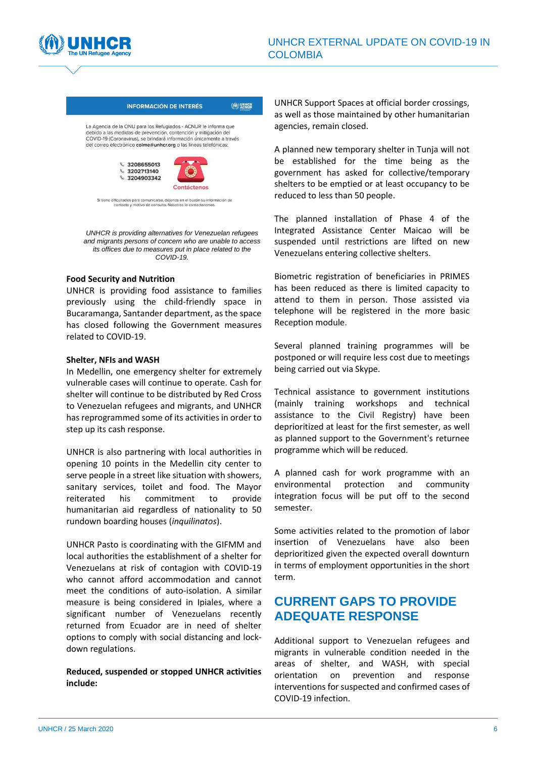INFORMACIÓN DE INTERÉS

La Agencia de la ONU para los Refugiados - ACNUR le informa que debido a las medidas de prevención, contención y mitigación del COVID-19 (Coronavirus), se brindará información únicamente a través del correo electrónico **colme@unhcr.org** o las líneas telefónicas:

- 3208655013
- 3202713140
- 3204903342

Contáctenos

Si tiene dificultades para comunicarse, déjenos en el buzón su información de contacto y motivo de consulta. Nosotros lo contactaremos.

*UNHCR is providing alternatives for Venezuelan refugees and migrants persons of concern who are unable to access its offices due to measures put in place related to the COVID-19.*

**Food Security and Nutrition**

UNHCR is providing food assistance to families previously using the child-friendly space in Bucaramanga, Santander department, as the space has closed following the Government measures related to COVID-19.

**Shelter, NFIs and WASH**

In Medellin, one emergency shelter for extremely vulnerable cases will continue to operate. Cash for shelter will continue to be distributed by Red Cross to Venezuelan refugees and migrants, and UNHCR has reprogrammed some of its activities in order to step up its cash response.

UNHCR is also partnering with local authorities in opening 10 points in the Medellin city center to serve people in a street like situation with showers, sanitary services, toilet and food. The Mayor reiterated his commitment to provide humanitarian aid regardless of nationality to 50 rundown boarding houses (*inquilinatos*).

UNHCR Pasto is coordinating with the GIFMM and local authorities the establishment of a shelter for Venezuelans at risk of contagion with COVID-19 who cannot afford accommodation and cannot meet the conditions of auto-isolation. A similar measure is being considered in Ipiales, where a significant number of Venezuelans recently returned from Ecuador are in need of shelter options to comply with social distancing and lock-down regulations.

**Reduced, suspended or stopped UNHCR activities include:**

UNHCR Support Spaces at official border crossings, as well as those maintained by other humanitarian agencies, remain closed.

A planned new temporary shelter in Tunja will not be established for the time being as the government has asked for collective/temporary shelters to be emptied or at least occupancy to be reduced to less than 50 people.

The planned installation of Phase 4 of the Integrated Assistance Center Maicao will be suspended until restrictions are lifted on new Venezuelans entering collective shelters.

Biometric registration of beneficiaries in PRIMES has been reduced as there is limited capacity to attend to them in person. Those assisted via telephone will be registered in the more basic Reception module.

Several planned training programmes will be postponed or will require less cost due to meetings being carried out via Skype.

Technical assistance to government institutions (mainly training workshops and technical assistance to the Civil Registry) have been deprioritized at least for the first semester, as well as planned support to the Government's returnee programme which will be reduced.

A planned cash for work programme with an environmental protection and community integration focus will be put off to the second semester.

Some activities related to the promotion of labor insertion of Venezuelans have also been deprioritized given the expected overall downturn in terms of employment opportunities in the short term.

## CURRENT GAPS TO PROVIDE ADEQUATE RESPONSE

Additional support to Venezuelan refugees and migrants in vulnerable condition needed in the areas of shelter, and WASH, with special orientation on prevention and response interventions for suspected and confirmed cases of COVID-19 infection.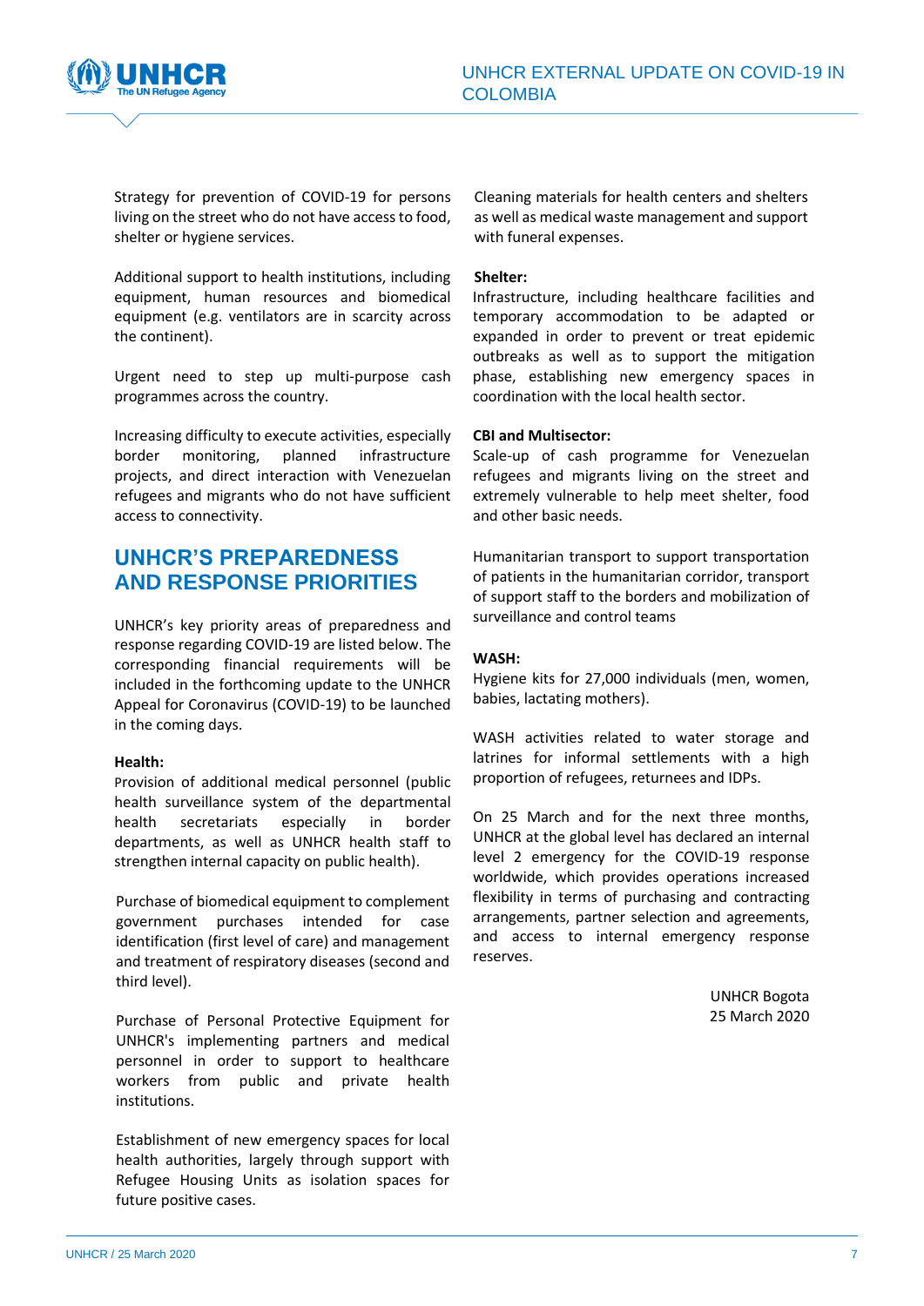Strategy for prevention of COVID-19 for persons living on the street who do not have access to food, shelter or hygiene services.

Additional support to health institutions, including equipment, human resources and biomedical equipment (e.g. ventilators are in scarcity across the continent).

Urgent need to step up multi-purpose cash programmes across the country.

Increasing difficulty to execute activities, especially border monitoring, planned infrastructure projects, and direct interaction with Venezuelan refugees and migrants who do not have sufficient access to connectivity.

## UNHCR'S PREPAREDNESS AND RESPONSE PRIORITIES

UNHCR's key priority areas of preparedness and response regarding COVID-19 are listed below. The corresponding financial requirements will be included in the forthcoming update to the UNHCR Appeal for Coronavirus (COVID-19) to be launched in the coming days.

**Health:**

Provision of additional medical personnel (public health surveillance system of the departmental health secretariats especially in border departments, as well as UNHCR health staff to strengthen internal capacity on public health).

Purchase of biomedical equipment to complement government purchases intended for case identification (first level of care) and management and treatment of respiratory diseases (second and third level).

Purchase of Personal Protective Equipment for UNHCR's implementing partners and medical personnel in order to support to healthcare workers from public and private health institutions.

Establishment of new emergency spaces for local health authorities, largely through support with Refugee Housing Units as isolation spaces for future positive cases.

Cleaning materials for health centers and shelters as well as medical waste management and support with funeral expenses.

**Shelter:**

Infrastructure, including healthcare facilities and temporary accommodation to be adapted or expanded in order to prevent or treat epidemic outbreaks as well as to support the mitigation phase, establishing new emergency spaces in coordination with the local health sector.

**CBI and Multisector:**

Scale-up of cash programme for Venezuelan refugees and migrants living on the street and extremely vulnerable to help meet shelter, food and other basic needs.

Humanitarian transport to support transportation of patients in the humanitarian corridor, transport of support staff to the borders and mobilization of surveillance and control teams

**WASH:**

Hygiene kits for 27,000 individuals (men, women, babies, lactating mothers).

WASH activities related to water storage and latrines for informal settlements with a high proportion of refugees, returnees and IDPs.

On 25 March and for the next three months, UNHCR at the global level has declared an internal level 2 emergency for the COVID-19 response worldwide, which provides operations increased flexibility in terms of purchasing and contracting arrangements, partner selection and agreements, and access to internal emergency response reserves.

UNHCR Bogota
25 March 2020